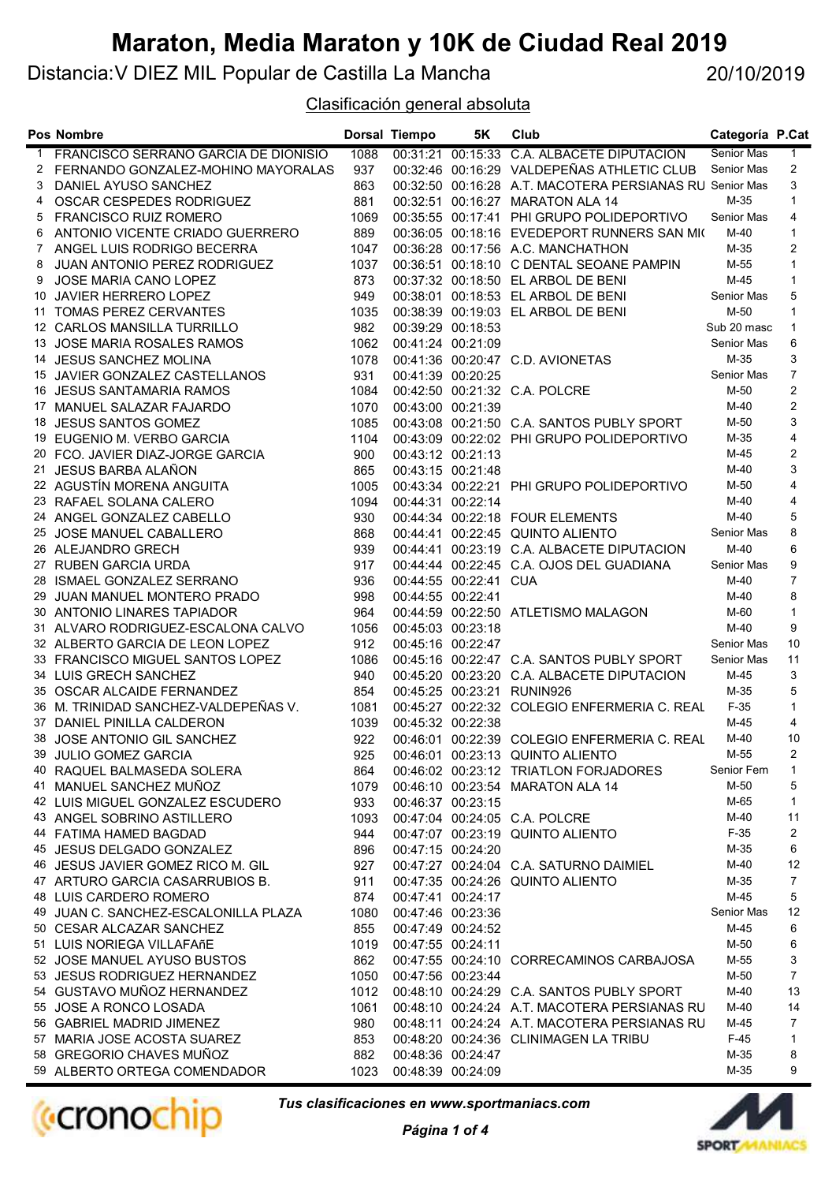# Maraton, Media Maraton y 10K de Ciudad Real 2019

## Distancia:V DIEZ MIL Popular de Castilla La Mancha

20/10/2019

### Clasificación general absoluta

| Pos | Nombre | Dorsal | Tiempo | 5K | Club | Categoría | P.Cat |
|---|---|---|---|---|---|---|---|
| 1 | FRANCISCO SERRANO GARCIA DE DIONISIO | 1088 | 00:31:21 | 00:15:33 | C.A. ALBACETE DIPUTACION | Senior Mas | 1 |
| 2 | FERNANDO GONZALEZ-MOHINO MAYORALAS | 937 | 00:32:46 | 00:16:29 | VALDEPEÑAS ATHLETIC CLUB | Senior Mas | 2 |
| 3 | DANIEL AYUSO SANCHEZ | 863 | 00:32:50 | 00:16:28 | A.T. MACOTERA PERSIANAS RU | Senior Mas | 3 |
| 4 | OSCAR CESPEDES RODRIGUEZ | 881 | 00:32:51 | 00:16:27 | MARATON ALA 14 | M-35 | 1 |
| 5 | FRANCISCO RUIZ ROMERO | 1069 | 00:35:55 | 00:17:41 | PHI GRUPO POLIDEPORTIVO | Senior Mas | 4 |
| 6 | ANTONIO VICENTE CRIADO GUERRERO | 889 | 00:36:05 | 00:18:16 | EVEDEPORT RUNNERS SAN MI( | M-40 | 1 |
| 7 | ANGEL LUIS RODRIGO BECERRA | 1047 | 00:36:28 | 00:17:56 | A.C. MANCHATHON | M-35 | 2 |
| 8 | JUAN ANTONIO PEREZ RODRIGUEZ | 1037 | 00:36:51 | 00:18:10 | C DENTAL SEOANE PAMPIN | M-55 | 1 |
| 9 | JOSE MARIA CANO LOPEZ | 873 | 00:37:32 | 00:18:50 | EL ARBOL DE BENI | M-45 | 1 |
| 10 | JAVIER HERRERO LOPEZ | 949 | 00:38:01 | 00:18:53 | EL ARBOL DE BENI | Senior Mas | 5 |
| 11 | TOMAS PEREZ CERVANTES | 1035 | 00:38:39 | 00:19:03 | EL ARBOL DE BENI | M-50 | 1 |
| 12 | CARLOS MANSILLA TURRILLO | 982 | 00:39:29 | 00:18:53 | | Sub 20 masc | 1 |
| 13 | JOSE MARIA ROSALES RAMOS | 1062 | 00:41:24 | 00:21:09 | | Senior Mas | 6 |
| 14 | JESUS SANCHEZ MOLINA | 1078 | 00:41:36 | 00:20:47 | C.D. AVIONETAS | M-35 | 3 |
| 15 | JAVIER GONZALEZ CASTELLANOS | 931 | 00:41:39 | 00:20:25 | | Senior Mas | 7 |
| 16 | JESUS SANTAMARIA RAMOS | 1084 | 00:42:50 | 00:21:32 | C.A. POLCRE | M-50 | 2 |
| 17 | MANUEL SALAZAR FAJARDO | 1070 | 00:43:00 | 00:21:39 | | M-40 | 2 |
| 18 | JESUS SANTOS GOMEZ | 1085 | 00:43:08 | 00:21:50 | C.A. SANTOS PUBLY SPORT | M-50 | 3 |
| 19 | EUGENIO M. VERBO GARCIA | 1104 | 00:43:09 | 00:22:02 | PHI GRUPO POLIDEPORTIVO | M-35 | 4 |
| 20 | FCO. JAVIER DIAZ-JORGE GARCIA | 900 | 00:43:12 | 00:21:13 | | M-45 | 2 |
| 21 | JESUS BARBA ALAÑON | 865 | 00:43:15 | 00:21:48 | | M-40 | 3 |
| 22 | AGUSTÍN MORENA ANGUITA | 1005 | 00:43:34 | 00:22:21 | PHI GRUPO POLIDEPORTIVO | M-50 | 4 |
| 23 | RAFAEL SOLANA CALERO | 1094 | 00:44:31 | 00:22:14 | | M-40 | 4 |
| 24 | ANGEL GONZALEZ CABELLO | 930 | 00:44:34 | 00:22:18 | FOUR ELEMENTS | M-40 | 5 |
| 25 | JOSE MANUEL CABALLERO | 868 | 00:44:41 | 00:22:45 | QUINTO ALIENTO | Senior Mas | 8 |
| 26 | ALEJANDRO GRECH | 939 | 00:44:41 | 00:23:19 | C.A. ALBACETE DIPUTACION | M-40 | 6 |
| 27 | RUBEN GARCIA URDA | 917 | 00:44:44 | 00:22:45 | C.A. OJOS DEL GUADIANA | Senior Mas | 9 |
| 28 | ISMAEL GONZALEZ SERRANO | 936 | 00:44:55 | 00:22:41 | CUA | M-40 | 7 |
| 29 | JUAN MANUEL MONTERO PRADO | 998 | 00:44:55 | 00:22:41 | | M-40 | 8 |
| 30 | ANTONIO LINARES TAPIADOR | 964 | 00:44:59 | 00:22:50 | ATLETISMO MALAGON | M-60 | 1 |
| 31 | ALVARO RODRIGUEZ-ESCALONA CALVO | 1056 | 00:45:03 | 00:23:18 | | M-40 | 9 |
| 32 | ALBERTO GARCIA DE LEON LOPEZ | 912 | 00:45:16 | 00:22:47 | | Senior Mas | 10 |
| 33 | FRANCISCO MIGUEL SANTOS LOPEZ | 1086 | 00:45:16 | 00:22:47 | C.A. SANTOS PUBLY SPORT | Senior Mas | 11 |
| 34 | LUIS GRECH SANCHEZ | 940 | 00:45:20 | 00:23:20 | C.A. ALBACETE DIPUTACION | M-45 | 3 |
| 35 | OSCAR ALCAIDE FERNANDEZ | 854 | 00:45:25 | 00:23:21 | RUNIN926 | M-35 | 5 |
| 36 | M. TRINIDAD SANCHEZ-VALDEPEÑAS V. | 1081 | 00:45:27 | 00:22:32 | COLEGIO ENFERMERIA C. REAL | F-35 | 1 |
| 37 | DANIEL PINILLA CALDERON | 1039 | 00:45:32 | 00:22:38 | | M-45 | 4 |
| 38 | JOSE ANTONIO GIL SANCHEZ | 922 | 00:46:01 | 00:22:39 | COLEGIO ENFERMERIA C. REAL | M-40 | 10 |
| 39 | JULIO GOMEZ GARCIA | 925 | 00:46:01 | 00:23:13 | QUINTO ALIENTO | M-55 | 2 |
| 40 | RAQUEL BALMASEDA SOLERA | 864 | 00:46:02 | 00:23:12 | TRIATLON FORJADORES | Senior Fem | 1 |
| 41 | MANUEL SANCHEZ MUÑOZ | 1079 | 00:46:10 | 00:23:54 | MARATON ALA 14 | M-50 | 5 |
| 42 | LUIS MIGUEL GONZALEZ ESCUDERO | 933 | 00:46:37 | 00:23:15 | | M-65 | 1 |
| 43 | ANGEL SOBRINO ASTILLERO | 1093 | 00:47:04 | 00:24:05 | C.A. POLCRE | M-40 | 11 |
| 44 | FATIMA HAMED BAGDAD | 944 | 00:47:07 | 00:23:19 | QUINTO ALIENTO | F-35 | 2 |
| 45 | JESUS DELGADO GONZALEZ | 896 | 00:47:15 | 00:24:20 | | M-35 | 6 |
| 46 | JESUS JAVIER GOMEZ RICO M. GIL | 927 | 00:47:27 | 00:24:04 | C.A. SATURNO DAIMIEL | M-40 | 12 |
| 47 | ARTURO GARCIA CASARRUBIOS B. | 911 | 00:47:35 | 00:24:26 | QUINTO ALIENTO | M-35 | 7 |
| 48 | LUIS CARDERO ROMERO | 874 | 00:47:41 | 00:24:17 | | M-45 | 5 |
| 49 | JUAN C. SANCHEZ-ESCALONILLA PLAZA | 1080 | 00:47:46 | 00:23:36 | | Senior Mas | 12 |
| 50 | CESAR ALCAZAR SANCHEZ | 855 | 00:47:49 | 00:24:52 | | M-45 | 6 |
| 51 | LUIS NORIEGA VILLAFAñE | 1019 | 00:47:55 | 00:24:11 | | M-50 | 6 |
| 52 | JOSE MANUEL AYUSO BUSTOS | 862 | 00:47:55 | 00:24:10 | CORRECAMINOS CARBAJOSA | M-55 | 3 |
| 53 | JESUS RODRIGUEZ HERNANDEZ | 1050 | 00:47:56 | 00:23:44 | | M-50 | 7 |
| 54 | GUSTAVO MUÑOZ HERNANDEZ | 1012 | 00:48:10 | 00:24:29 | C.A. SANTOS PUBLY SPORT | M-40 | 13 |
| 55 | JOSE A RONCO LOSADA | 1061 | 00:48:10 | 00:24:24 | A.T. MACOTERA PERSIANAS RU | M-40 | 14 |
| 56 | GABRIEL MADRID JIMENEZ | 980 | 00:48:11 | 00:24:24 | A.T. MACOTERA PERSIANAS RU | M-45 | 7 |
| 57 | MARIA JOSE ACOSTA SUAREZ | 853 | 00:48:20 | 00:24:36 | CLINIMAGEN LA TRIBU | F-45 | 1 |
| 58 | GREGORIO CHAVES MUÑOZ | 882 | 00:48:36 | 00:24:47 | | M-35 | 8 |
| 59 | ALBERTO ORTEGA COMENDADOR | 1023 | 00:48:39 | 00:24:09 | | M-35 | 9 |

*Tus clasificaciones en www.sportmaniacs.com*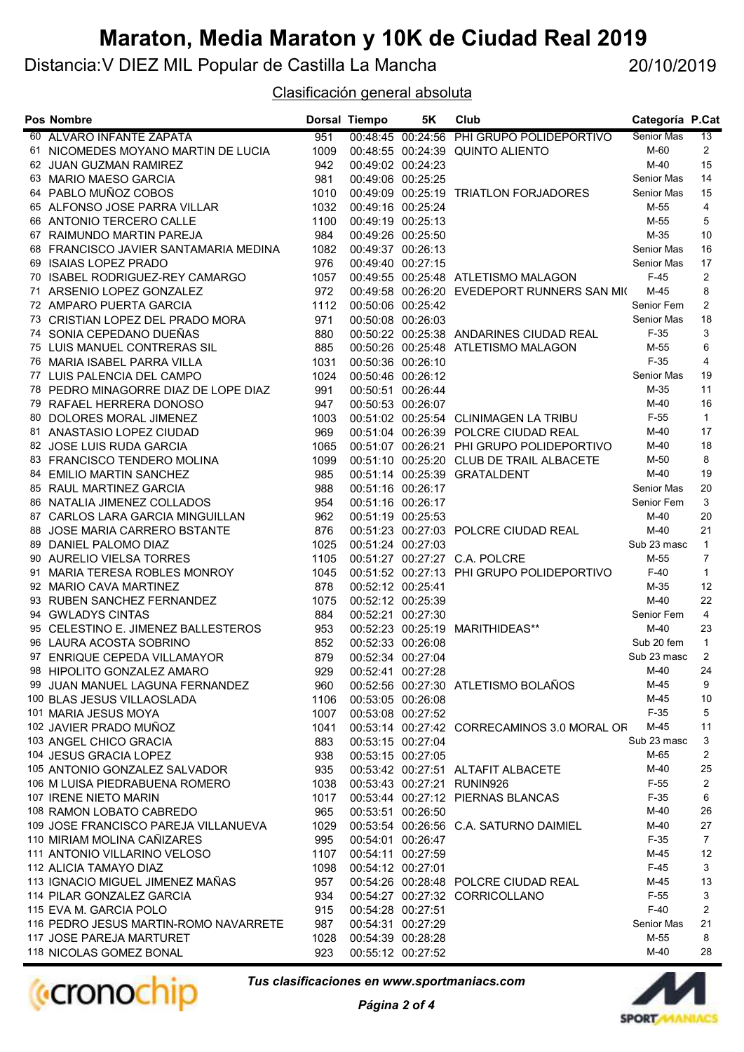# Maraton, Media Maraton y 10K de Ciudad Real 2019

Distancia:V DIEZ MIL Popular de Castilla La Mancha 20/10/2019

## Clasificación general absoluta

| Pos | Nombre | Dorsal | Tiempo | 5K | Club | Categoría | P.Cat |
|---|---|---|---|---|---|---|---|
| 60 | ALVARO INFANTE ZAPATA | 951 | 00:48:45 | 00:24:56 | PHI GRUPO POLIDEPORTIVO | Senior Mas | 13 |
| 61 | NICOMEDES MOYANO MARTIN DE LUCIA | 1009 | 00:48:55 | 00:24:39 | QUINTO ALIENTO | M-60 | 2 |
| 62 | JUAN GUZMAN RAMIREZ | 942 | 00:49:02 | 00:24:23 | | M-40 | 15 |
| 63 | MARIO MAESO GARCIA | 981 | 00:49:06 | 00:25:25 | | Senior Mas | 14 |
| 64 | PABLO MUÑOZ COBOS | 1010 | 00:49:09 | 00:25:19 | TRIATLON FORJADORES | Senior Mas | 15 |
| 65 | ALFONSO JOSE PARRA VILLAR | 1032 | 00:49:16 | 00:25:24 | | M-55 | 4 |
| 66 | ANTONIO TERCERO CALLE | 1100 | 00:49:19 | 00:25:13 | | M-55 | 5 |
| 67 | RAIMUNDO MARTIN PAREJA | 984 | 00:49:26 | 00:25:50 | | M-35 | 10 |
| 68 | FRANCISCO JAVIER SANTAMARIA MEDINA | 1082 | 00:49:37 | 00:26:13 | | Senior Mas | 16 |
| 69 | ISAIAS LOPEZ PRADO | 976 | 00:49:40 | 00:27:15 | | Senior Mas | 17 |
| 70 | ISABEL RODRIGUEZ-REY CAMARGO | 1057 | 00:49:55 | 00:25:48 | ATLETISMO MALAGON | F-45 | 2 |
| 71 | ARSENIO LOPEZ GONZALEZ | 972 | 00:49:58 | 00:26:20 | EVEDEPORT RUNNERS SAN MI( | M-45 | 8 |
| 72 | AMPARO PUERTA GARCIA | 1112 | 00:50:06 | 00:25:42 | | Senior Fem | 2 |
| 73 | CRISTIAN LOPEZ DEL PRADO MORA | 971 | 00:50:08 | 00:26:03 | | Senior Mas | 18 |
| 74 | SONIA CEPEDANO DUEÑAS | 880 | 00:50:22 | 00:25:38 | ANDARINES CIUDAD REAL | F-35 | 3 |
| 75 | LUIS MANUEL CONTRERAS SIL | 885 | 00:50:26 | 00:25:48 | ATLETISMO MALAGON | M-55 | 6 |
| 76 | MARIA ISABEL PARRA VILLA | 1031 | 00:50:36 | 00:26:10 | | F-35 | 4 |
| 77 | LUIS PALENCIA DEL CAMPO | 1024 | 00:50:46 | 00:26:12 | | Senior Mas | 19 |
| 78 | PEDRO MINAGORRE DIAZ DE LOPE DIAZ | 991 | 00:50:51 | 00:26:44 | | M-35 | 11 |
| 79 | RAFAEL HERRERA DONOSO | 947 | 00:50:53 | 00:26:07 | | M-40 | 16 |
| 80 | DOLORES MORAL JIMENEZ | 1003 | 00:51:02 | 00:25:54 | CLINIMAGEN LA TRIBU | F-55 | 1 |
| 81 | ANASTASIO LOPEZ CIUDAD | 969 | 00:51:04 | 00:26:39 | POLCRE CIUDAD REAL | M-40 | 17 |
| 82 | JOSE LUIS RUDA GARCIA | 1065 | 00:51:07 | 00:26:21 | PHI GRUPO POLIDEPORTIVO | M-40 | 18 |
| 83 | FRANCISCO TENDERO MOLINA | 1099 | 00:51:10 | 00:25:20 | CLUB DE TRAIL ALBACETE | M-50 | 8 |
| 84 | EMILIO MARTIN SANCHEZ | 985 | 00:51:14 | 00:25:39 | GRATALDENT | M-40 | 19 |
| 85 | RAUL MARTINEZ GARCIA | 988 | 00:51:16 | 00:26:17 | | Senior Mas | 20 |
| 86 | NATALIA JIMENEZ COLLADOS | 954 | 00:51:16 | 00:26:17 | | Senior Fem | 3 |
| 87 | CARLOS LARA GARCIA MINGUILLAN | 962 | 00:51:19 | 00:25:53 | | M-40 | 20 |
| 88 | JOSE MARIA CARRERO BSTANTE | 876 | 00:51:23 | 00:27:03 | POLCRE CIUDAD REAL | M-40 | 21 |
| 89 | DANIEL PALOMO DIAZ | 1025 | 00:51:24 | 00:27:03 | | Sub 23 masc | 1 |
| 90 | AURELIO VIELSA TORRES | 1105 | 00:51:27 | 00:27:27 | C.A. POLCRE | M-55 | 7 |
| 91 | MARIA TERESA ROBLES MONROY | 1045 | 00:51:52 | 00:27:13 | PHI GRUPO POLIDEPORTIVO | F-40 | 1 |
| 92 | MARIO CAVA MARTINEZ | 878 | 00:52:12 | 00:25:41 | | M-35 | 12 |
| 93 | RUBEN SANCHEZ FERNANDEZ | 1075 | 00:52:12 | 00:25:39 | | M-40 | 22 |
| 94 | GWLADYS CINTAS | 884 | 00:52:21 | 00:27:30 | | Senior Fem | 4 |
| 95 | CELESTINO E. JIMENEZ BALLESTEROS | 953 | 00:52:23 | 00:25:19 | MARITHIDEAS** | M-40 | 23 |
| 96 | LAURA ACOSTA SOBRINO | 852 | 00:52:33 | 00:26:08 | | Sub 20 fem | 1 |
| 97 | ENRIQUE CEPEDA VILLAMAYOR | 879 | 00:52:34 | 00:27:04 | | Sub 23 masc | 2 |
| 98 | HIPOLITO GONZALEZ AMARO | 929 | 00:52:41 | 00:27:28 | | M-40 | 24 |
| 99 | JUAN MANUEL LAGUNA FERNANDEZ | 960 | 00:52:56 | 00:27:30 | ATLETISMO BOLAÑOS | M-45 | 9 |
| 100 | BLAS JESUS VILLAOSLADA | 1106 | 00:53:05 | 00:26:08 | | M-45 | 10 |
| 101 | MARIA JESUS MOYA | 1007 | 00:53:08 | 00:27:52 | | F-35 | 5 |
| 102 | JAVIER PRADO MUÑOZ | 1041 | 00:53:14 | 00:27:42 | CORRECAMINOS 3.0 MORAL OR | M-45 | 11 |
| 103 | ANGEL CHICO GRACIA | 883 | 00:53:15 | 00:27:04 | | Sub 23 masc | 3 |
| 104 | JESUS GRACIA LOPEZ | 938 | 00:53:15 | 00:27:05 | | M-65 | 2 |
| 105 | ANTONIO GONZALEZ SALVADOR | 935 | 00:53:42 | 00:27:51 | ALTAFIT ALBACETE | M-40 | 25 |
| 106 | M LUISA PIEDRABUENA ROMERO | 1038 | 00:53:43 | 00:27:21 | RUNIN926 | F-55 | 2 |
| 107 | IRENE NIETO MARIN | 1017 | 00:53:44 | 00:27:12 | PIERNAS BLANCAS | F-35 | 6 |
| 108 | RAMON LOBATO CABREDO | 965 | 00:53:51 | 00:26:50 | | M-40 | 26 |
| 109 | JOSE FRANCISCO PAREJA VILLANUEVA | 1029 | 00:53:54 | 00:26:56 | C.A. SATURNO DAIMIEL | M-40 | 27 |
| 110 | MIRIAM MOLINA CAÑIZARES | 995 | 00:54:01 | 00:26:47 | | F-35 | 7 |
| 111 | ANTONIO VILLARINO VELOSO | 1107 | 00:54:11 | 00:27:59 | | M-45 | 12 |
| 112 | ALICIA TAMAYO DIAZ | 1098 | 00:54:12 | 00:27:01 | | F-45 | 3 |
| 113 | IGNACIO MIGUEL JIMENEZ MAÑAS | 957 | 00:54:26 | 00:28:48 | POLCRE CIUDAD REAL | M-45 | 13 |
| 114 | PILAR GONZALEZ GARCIA | 934 | 00:54:27 | 00:27:32 | CORRICOLLANO | F-55 | 3 |
| 115 | EVA M. GARCIA POLO | 915 | 00:54:28 | 00:27:51 | | F-40 | 2 |
| 116 | PEDRO JESUS MARTIN-ROMO NAVARRETE | 987 | 00:54:31 | 00:27:29 | | Senior Mas | 21 |
| 117 | JOSE PAREJA MARTURET | 1028 | 00:54:39 | 00:28:28 | | M-55 | 8 |
| 118 | NICOLAS GOMEZ BONAL | 923 | 00:55:12 | 00:27:52 | | M-40 | 28 |

*Tus clasificaciones en www.sportmaniacs.com*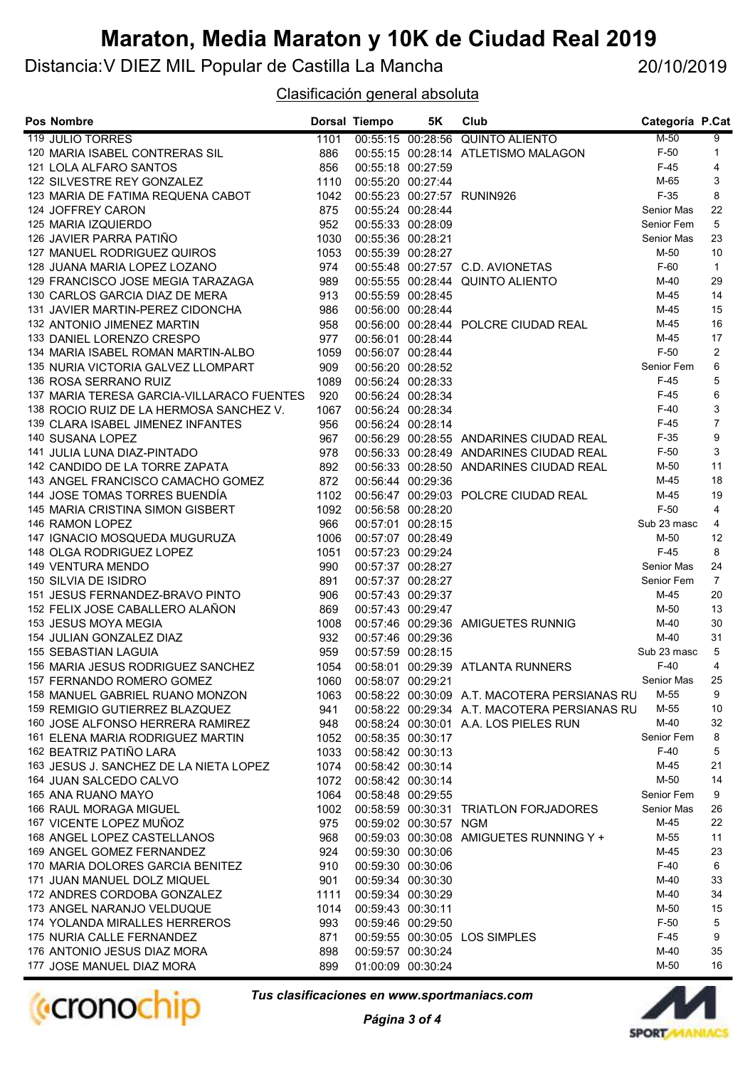# Maraton, Media Maraton y 10K de Ciudad Real 2019

Distancia:V DIEZ MIL Popular de Castilla La Mancha 20/10/2019

Clasificación general absoluta

| Pos | Nombre | Dorsal | Tiempo | 5K | Club | Categoría | P.Cat |
|---|---|---|---|---|---|---|---|
| 119 | JULIO TORRES | 1101 | 00:55:15 | 00:28:56 | QUINTO ALIENTO | M-50 | 9 |
| 120 | MARIA ISABEL CONTRERAS SIL | 886 | 00:55:15 | 00:28:14 | ATLETISMO MALAGON | F-50 | 1 |
| 121 | LOLA ALFARO SANTOS | 856 | 00:55:18 | 00:27:59 | | F-45 | 4 |
| 122 | SILVESTRE REY GONZALEZ | 1110 | 00:55:20 | 00:27:44 | | M-65 | 3 |
| 123 | MARIA DE FATIMA REQUENA CABOT | 1042 | 00:55:23 | 00:27:57 | RUNIN926 | F-35 | 8 |
| 124 | JOFFREY CARON | 875 | 00:55:24 | 00:28:44 | | Senior Mas | 22 |
| 125 | MARIA IZQUIERDO | 952 | 00:55:33 | 00:28:09 | | Senior Fem | 5 |
| 126 | JAVIER PARRA PATIÑO | 1030 | 00:55:36 | 00:28:21 | | Senior Mas | 23 |
| 127 | MANUEL RODRIGUEZ QUIROS | 1053 | 00:55:39 | 00:28:27 | | M-50 | 10 |
| 128 | JUANA MARIA LOPEZ LOZANO | 974 | 00:55:48 | 00:27:57 | C.D. AVIONETAS | F-60 | 1 |
| 129 | FRANCISCO JOSE MEGIA TARAZAGA | 989 | 00:55:55 | 00:28:44 | QUINTO ALIENTO | M-40 | 29 |
| 130 | CARLOS GARCIA DIAZ DE MERA | 913 | 00:55:59 | 00:28:45 | | M-45 | 14 |
| 131 | JAVIER MARTIN-PEREZ CIDONCHA | 986 | 00:56:00 | 00:28:44 | | M-45 | 15 |
| 132 | ANTONIO JIMENEZ MARTIN | 958 | 00:56:00 | 00:28:44 | POLCRE CIUDAD REAL | M-45 | 16 |
| 133 | DANIEL LORENZO CRESPO | 977 | 00:56:01 | 00:28:44 | | M-45 | 17 |
| 134 | MARIA ISABEL ROMAN MARTIN-ALBO | 1059 | 00:56:07 | 00:28:44 | | F-50 | 2 |
| 135 | NURIA VICTORIA GALVEZ LLOMPART | 909 | 00:56:20 | 00:28:52 | | Senior Fem | 6 |
| 136 | ROSA SERRANO RUIZ | 1089 | 00:56:24 | 00:28:33 | | F-45 | 5 |
| 137 | MARIA TERESA GARCIA-VILLARACO FUENTES | 920 | 00:56:24 | 00:28:34 | | F-45 | 6 |
| 138 | ROCIO RUIZ DE LA HERMOSA SANCHEZ V. | 1067 | 00:56:24 | 00:28:34 | | F-40 | 3 |
| 139 | CLARA ISABEL JIMENEZ INFANTES | 956 | 00:56:24 | 00:28:14 | | F-45 | 7 |
| 140 | SUSANA LOPEZ | 967 | 00:56:29 | 00:28:55 | ANDARINES CIUDAD REAL | F-35 | 9 |
| 141 | JULIA LUNA DIAZ-PINTADO | 978 | 00:56:33 | 00:28:49 | ANDARINES CIUDAD REAL | F-50 | 3 |
| 142 | CANDIDO DE LA TORRE ZAPATA | 892 | 00:56:33 | 00:28:50 | ANDARINES CIUDAD REAL | M-50 | 11 |
| 143 | ANGEL FRANCISCO CAMACHO GOMEZ | 872 | 00:56:44 | 00:29:36 | | M-45 | 18 |
| 144 | JOSE TOMAS TORRES BUENDÍA | 1102 | 00:56:47 | 00:29:03 | POLCRE CIUDAD REAL | M-45 | 19 |
| 145 | MARIA CRISTINA SIMON GISBERT | 1092 | 00:56:58 | 00:28:20 | | F-50 | 4 |
| 146 | RAMON LOPEZ | 966 | 00:57:01 | 00:28:15 | | Sub 23 masc | 4 |
| 147 | IGNACIO MOSQUEDA MUGURUZA | 1006 | 00:57:07 | 00:28:49 | | M-50 | 12 |
| 148 | OLGA RODRIGUEZ LOPEZ | 1051 | 00:57:23 | 00:29:24 | | F-45 | 8 |
| 149 | VENTURA MENDO | 990 | 00:57:37 | 00:28:27 | | Senior Mas | 24 |
| 150 | SILVIA DE ISIDRO | 891 | 00:57:37 | 00:28:27 | | Senior Fem | 7 |
| 151 | JESUS FERNANDEZ-BRAVO PINTO | 906 | 00:57:43 | 00:29:37 | | M-45 | 20 |
| 152 | FELIX JOSE CABALLERO ALAÑON | 869 | 00:57:43 | 00:29:47 | | M-50 | 13 |
| 153 | JESUS MOYA MEGIA | 1008 | 00:57:46 | 00:29:36 | AMIGUETES RUNNIG | M-40 | 30 |
| 154 | JULIAN GONZALEZ DIAZ | 932 | 00:57:46 | 00:29:36 | | M-40 | 31 |
| 155 | SEBASTIAN LAGUIA | 959 | 00:57:59 | 00:28:15 | | Sub 23 masc | 5 |
| 156 | MARIA JESUS RODRIGUEZ SANCHEZ | 1054 | 00:58:01 | 00:29:39 | ATLANTA RUNNERS | F-40 | 4 |
| 157 | FERNANDO ROMERO GOMEZ | 1060 | 00:58:07 | 00:29:21 | | Senior Mas | 25 |
| 158 | MANUEL GABRIEL RUANO MONZON | 1063 | 00:58:22 | 00:30:09 | A.T. MACOTERA PERSIANAS RU | M-55 | 9 |
| 159 | REMIGIO GUTIERREZ BLAZQUEZ | 941 | 00:58:22 | 00:29:34 | A.T. MACOTERA PERSIANAS RU | M-55 | 10 |
| 160 | JOSE ALFONSO HERRERA RAMIREZ | 948 | 00:58:24 | 00:30:01 | A.A. LOS PIELES RUN | M-40 | 32 |
| 161 | ELENA MARIA RODRIGUEZ MARTIN | 1052 | 00:58:35 | 00:30:17 | | Senior Fem | 8 |
| 162 | BEATRIZ PATIÑO LARA | 1033 | 00:58:42 | 00:30:13 | | F-40 | 5 |
| 163 | JESUS J. SANCHEZ DE LA NIETA LOPEZ | 1074 | 00:58:42 | 00:30:14 | | M-45 | 21 |
| 164 | JUAN SALCEDO CALVO | 1072 | 00:58:42 | 00:30:14 | | M-50 | 14 |
| 165 | ANA RUANO MAYO | 1064 | 00:58:48 | 00:29:55 | | Senior Fem | 9 |
| 166 | RAUL MORAGA MIGUEL | 1002 | 00:58:59 | 00:30:31 | TRIATLON FORJADORES | Senior Mas | 26 |
| 167 | VICENTE LOPEZ MUÑOZ | 975 | 00:59:02 | 00:30:57 | NGM | M-45 | 22 |
| 168 | ANGEL LOPEZ CASTELLANOS | 968 | 00:59:03 | 00:30:08 | AMIGUETES RUNNING Y + | M-55 | 11 |
| 169 | ANGEL GOMEZ FERNANDEZ | 924 | 00:59:30 | 00:30:06 | | M-45 | 23 |
| 170 | MARIA DOLORES GARCIA BENITEZ | 910 | 00:59:30 | 00:30:06 | | F-40 | 6 |
| 171 | JUAN MANUEL DOLZ MIQUEL | 901 | 00:59:34 | 00:30:30 | | M-40 | 33 |
| 172 | ANDRES CORDOBA GONZALEZ | 1111 | 00:59:34 | 00:30:29 | | M-40 | 34 |
| 173 | ANGEL NARANJO VELDUQUE | 1014 | 00:59:43 | 00:30:11 | | M-50 | 15 |
| 174 | YOLANDA MIRALLES HERREROS | 993 | 00:59:46 | 00:29:50 | | F-50 | 5 |
| 175 | NURIA CALLE FERNANDEZ | 871 | 00:59:55 | 00:30:05 | LOS SIMPLES | F-45 | 9 |
| 176 | ANTONIO JESUS DIAZ MORA | 898 | 00:59:57 | 00:30:24 | | M-40 | 35 |
| 177 | JOSE MANUEL DIAZ MORA | 899 | 01:00:09 | 00:30:24 | | M-50 | 16 |

*Tus clasificaciones en www.sportmaniacs.com*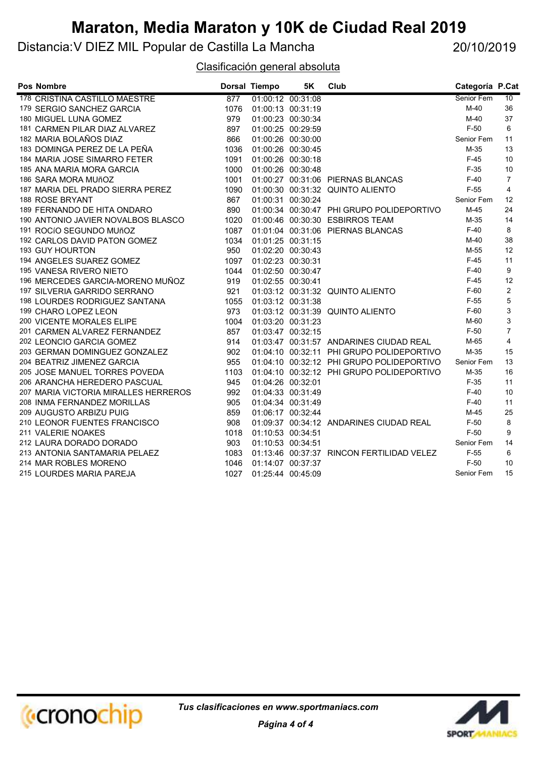# Maraton, Media Maraton y 10K de Ciudad Real 2019

Distancia:V DIEZ MIL Popular de Castilla La Mancha — 20/10/2019

Clasificación general absoluta

| Pos | Nombre | Dorsal | Tiempo | 5K | Club | Categoría | P.Cat |
|---|---|---|---|---|---|---|---|
| 178 | CRISTINA CASTILLO MAESTRE | 877 | 01:00:12 | 00:31:08 | | Senior Fem | 10 |
| 179 | SERGIO SANCHEZ GARCIA | 1076 | 01:00:13 | 00:31:19 | | M-40 | 36 |
| 180 | MIGUEL LUNA GOMEZ | 979 | 01:00:23 | 00:30:34 | | M-40 | 37 |
| 181 | CARMEN PILAR DIAZ ALVAREZ | 897 | 01:00:25 | 00:29:59 | | F-50 | 6 |
| 182 | MARIA BOLAÑOS DIAZ | 866 | 01:00:26 | 00:30:00 | | Senior Fem | 11 |
| 183 | DOMINGA PEREZ DE LA PEÑA | 1036 | 01:00:26 | 00:30:45 | | M-35 | 13 |
| 184 | MARIA JOSE SIMARRO FETER | 1091 | 01:00:26 | 00:30:18 | | F-45 | 10 |
| 185 | ANA MARIA MORA GARCIA | 1000 | 01:00:26 | 00:30:48 | | F-35 | 10 |
| 186 | SARA MORA MUñOZ | 1001 | 01:00:27 | 00:31:06 | PIERNAS BLANCAS | F-40 | 7 |
| 187 | MARIA DEL PRADO SIERRA PEREZ | 1090 | 01:00:30 | 00:31:32 | QUINTO ALIENTO | F-55 | 4 |
| 188 | ROSE BRYANT | 867 | 01:00:31 | 00:30:24 | | Senior Fem | 12 |
| 189 | FERNANDO DE HITA ONDARO | 890 | 01:00:34 | 00:30:47 | PHI GRUPO POLIDEPORTIVO | M-45 | 24 |
| 190 | ANTONIO JAVIER NOVALBOS BLASCO | 1020 | 01:00:46 | 00:30:30 | ESBIRROS TEAM | M-35 | 14 |
| 191 | ROCíO SEGUNDO MUñOZ | 1087 | 01:01:04 | 00:31:06 | PIERNAS BLANCAS | F-40 | 8 |
| 192 | CARLOS DAVID PATON GOMEZ | 1034 | 01:01:25 | 00:31:15 | | M-40 | 38 |
| 193 | GUY HOURTON | 950 | 01:02:20 | 00:30:43 | | M-55 | 12 |
| 194 | ANGELES SUAREZ GOMEZ | 1097 | 01:02:23 | 00:30:31 | | F-45 | 11 |
| 195 | VANESA RIVERO NIETO | 1044 | 01:02:50 | 00:30:47 | | F-40 | 9 |
| 196 | MERCEDES GARCIA-MORENO MUÑOZ | 919 | 01:02:55 | 00:30:41 | | F-45 | 12 |
| 197 | SILVERIA GARRIDO SERRANO | 921 | 01:03:12 | 00:31:32 | QUINTO ALIENTO | F-60 | 2 |
| 198 | LOURDES RODRIGUEZ SANTANA | 1055 | 01:03:12 | 00:31:38 | | F-55 | 5 |
| 199 | CHARO LOPEZ LEON | 973 | 01:03:12 | 00:31:39 | QUINTO ALIENTO | F-60 | 3 |
| 200 | VICENTE MORALES ELIPE | 1004 | 01:03:20 | 00:31:23 | | M-60 | 3 |
| 201 | CARMEN ALVAREZ FERNANDEZ | 857 | 01:03:47 | 00:32:15 | | F-50 | 7 |
| 202 | LEONCIO GARCIA GOMEZ | 914 | 01:03:47 | 00:31:57 | ANDARINES CIUDAD REAL | M-65 | 4 |
| 203 | GERMAN DOMINGUEZ GONZALEZ | 902 | 01:04:10 | 00:32:11 | PHI GRUPO POLIDEPORTIVO | M-35 | 15 |
| 204 | BEATRIZ JIMENEZ GARCIA | 955 | 01:04:10 | 00:32:12 | PHI GRUPO POLIDEPORTIVO | Senior Fem | 13 |
| 205 | JOSE MANUEL TORRES POVEDA | 1103 | 01:04:10 | 00:32:12 | PHI GRUPO POLIDEPORTIVO | M-35 | 16 |
| 206 | ARANCHA HEREDERO PASCUAL | 945 | 01:04:26 | 00:32:01 | | F-35 | 11 |
| 207 | MARIA VICTORIA MIRALLES HERREROS | 992 | 01:04:33 | 00:31:49 | | F-40 | 10 |
| 208 | INMA FERNANDEZ MORILLAS | 905 | 01:04:34 | 00:31:49 | | F-40 | 11 |
| 209 | AUGUSTO ARBIZU PUIG | 859 | 01:06:17 | 00:32:44 | | M-45 | 25 |
| 210 | LEONOR FUENTES FRANCISCO | 908 | 01:09:37 | 00:34:12 | ANDARINES CIUDAD REAL | F-50 | 8 |
| 211 | VALERIE NOAKES | 1018 | 01:10:53 | 00:34:51 | | F-50 | 9 |
| 212 | LAURA DORADO DORADO | 903 | 01:10:53 | 00:34:51 | | Senior Fem | 14 |
| 213 | ANTONIA SANTAMARIA PELAEZ | 1083 | 01:13:46 | 00:37:37 | RINCON FERTILIDAD VELEZ | F-55 | 6 |
| 214 | MAR ROBLES MORENO | 1046 | 01:14:07 | 00:37:37 | | F-50 | 10 |
| 215 | LOURDES MARIA PAREJA | 1027 | 01:25:44 | 00:45:09 | | Senior Fem | 15 |

*Tus clasificaciones en www.sportmaniacs.com*